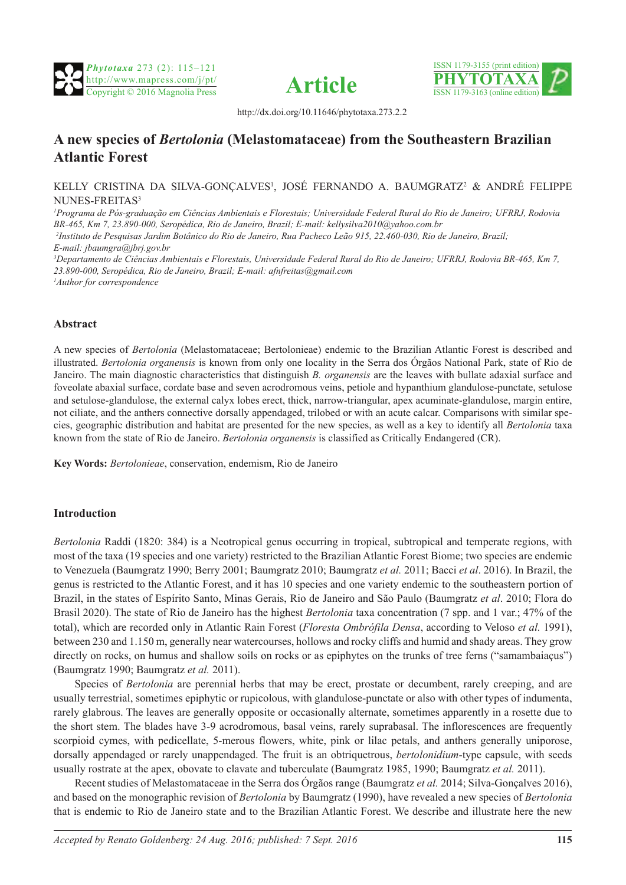http://dx.doi.org/10.11646/phytotaxa.273.2.2

# A new species of *Bertolonia* (Melastomataceae) from the Southeastern Brazilian Atlantic Forest

KELLY CRISTINA DA SILVA-GONÇALVES[1], JOSÉ FERNANDO A. BAUMGRATZ[2] & ANDRÉ FELIPPE NUNES-FREITAS[3]

[1]*Programa de Pós-graduação em Ciências Ambientais e Florestais; Universidade Federal Rural do Rio de Janeiro; UFRRJ, Rodovia BR-465, Km 7, 23.890-000, Seropédica, Rio de Janeiro, Brazil; E-mail: kellysilva2010@yahoo.com.br*

[2]*Instituto de Pesquisas Jardim Botânico do Rio de Janeiro, Rua Pacheco Leão 915, 22.460-030, Rio de Janeiro, Brazil; E-mail: jbaumgra@jbrj.gov.br*

[3]*Departamento de Ciências Ambientais e Florestais, Universidade Federal Rural do Rio de Janeiro; UFRRJ, Rodovia BR-465, Km 7, 23.890-000, Seropédica, Rio de Janeiro, Brazil; E-mail: afnfreitas@gmail.com*

[1]*Author for correspondence*

## Abstract

A new species of *Bertolonia* (Melastomataceae; Bertolonieae) endemic to the Brazilian Atlantic Forest is described and illustrated. *Bertolonia organensis* is known from only one locality in the Serra dos Órgãos National Park, state of Rio de Janeiro. The main diagnostic characteristics that distinguish *B. organensis* are the leaves with bullate adaxial surface and foveolate abaxial surface, cordate base and seven acrodromous veins, petiole and hypanthium glandulose-punctate, setulose and setulose-glandulose, the external calyx lobes erect, thick, narrow-triangular, apex acuminate-glandulose, margin entire, not ciliate, and the anthers connective dorsally appendaged, trilobed or with an acute calcar. Comparisons with similar species, geographic distribution and habitat are presented for the new species, as well as a key to identify all *Bertolonia* taxa known from the state of Rio de Janeiro. *Bertolonia organensis* is classified as Critically Endangered (CR).

**Key Words:** *Bertolonieae*, conservation, endemism, Rio de Janeiro

## Introduction

*Bertolonia* Raddi (1820: 384) is a Neotropical genus occurring in tropical, subtropical and temperate regions, with most of the taxa (19 species and one variety) restricted to the Brazilian Atlantic Forest Biome; two species are endemic to Venezuela (Baumgratz 1990; Berry 2001; Baumgratz 2010; Baumgratz *et al.* 2011; Bacci *et al*. 2016). In Brazil, the genus is restricted to the Atlantic Forest, and it has 10 species and one variety endemic to the southeastern portion of Brazil, in the states of Espírito Santo, Minas Gerais, Rio de Janeiro and São Paulo (Baumgratz *et al*. 2010; Flora do Brasil 2020). The state of Rio de Janeiro has the highest *Bertolonia* taxa concentration (7 spp. and 1 var.; 47% of the total), which are recorded only in Atlantic Rain Forest (*Floresta Ombrófila Densa*, according to Veloso *et al.* 1991), between 230 and 1.150 m, generally near watercourses, hollows and rocky cliffs and humid and shady areas. They grow directly on rocks, on humus and shallow soils on rocks or as epiphytes on the trunks of tree ferns ("samambaiaçus") (Baumgratz 1990; Baumgratz *et al.* 2011).

Species of *Bertolonia* are perennial herbs that may be erect, prostate or decumbent, rarely creeping, and are usually terrestrial, sometimes epiphytic or rupicolous, with glandulose-punctate or also with other types of indumenta, rarely glabrous. The leaves are generally opposite or occasionally alternate, sometimes apparently in a rosette due to the short stem. The blades have 3-9 acrodromous, basal veins, rarely suprabasal. The inflorescences are frequently scorpioid cymes, with pedicellate, 5-merous flowers, white, pink or lilac petals, and anthers generally uniporose, dorsally appendaged or rarely unappendaged. The fruit is an obtriquetrous, *bertolonidium*-type capsule, with seeds usually rostrate at the apex, obovate to clavate and tuberculate (Baumgratz 1985, 1990; Baumgratz *et al.* 2011).

Recent studies of Melastomataceae in the Serra dos Órgãos range (Baumgratz *et al.* 2014; Silva-Gonçalves 2016), and based on the monographic revision of *Bertolonia* by Baumgratz (1990), have revealed a new species of *Bertolonia* that is endemic to Rio de Janeiro state and to the Brazilian Atlantic Forest. We describe and illustrate here the new

*Accepted by Renato Goldenberg: 24 Aug. 2016; published: 7 Sept. 2016*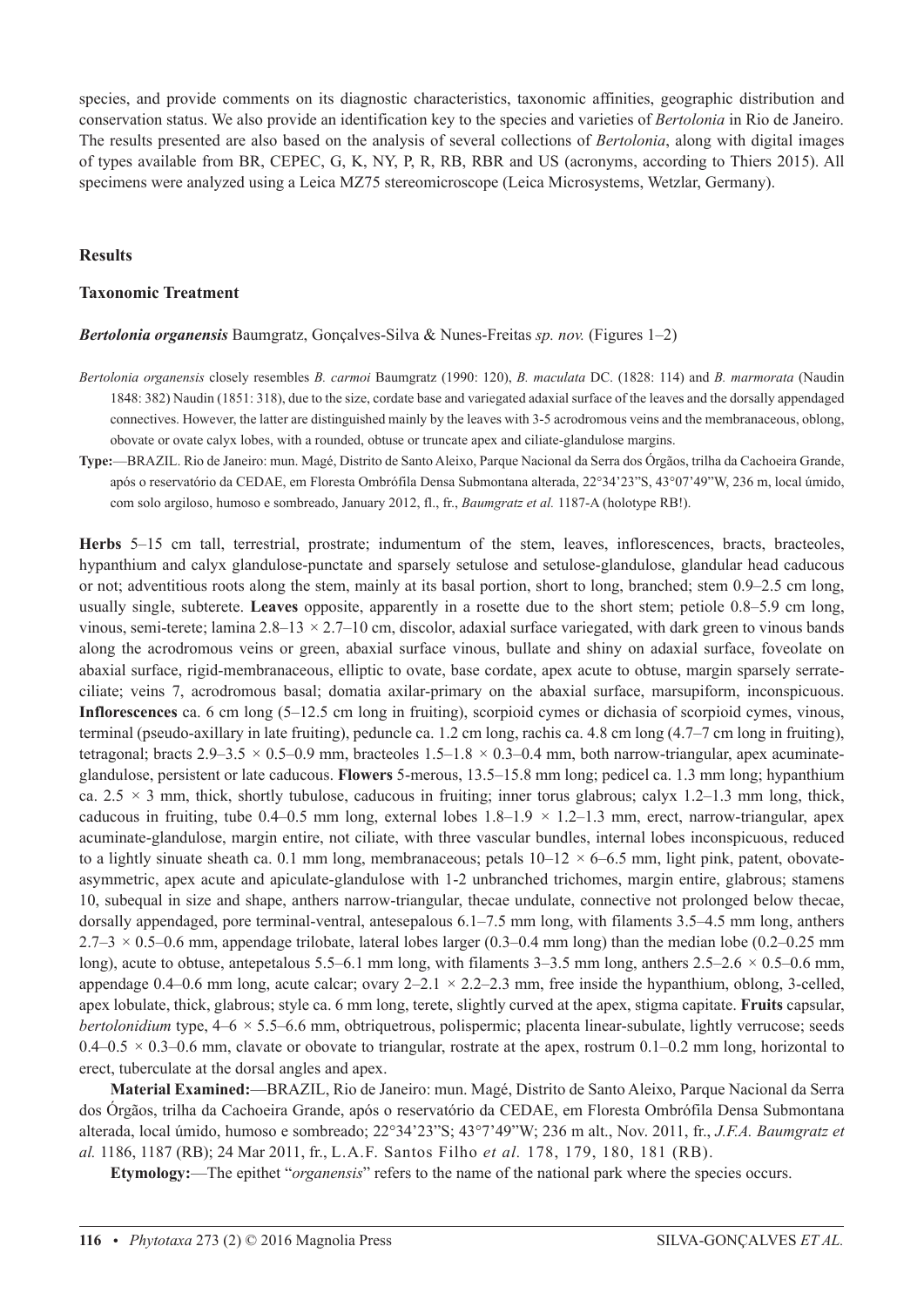species, and provide comments on its diagnostic characteristics, taxonomic affinities, geographic distribution and conservation status. We also provide an identification key to the species and varieties of *Bertolonia* in Rio de Janeiro. The results presented are also based on the analysis of several collections of *Bertolonia*, along with digital images of types available from BR, CEPEC, G, K, NY, P, R, RB, RBR and US (acronyms, according to Thiers 2015). All specimens were analyzed using a Leica MZ75 stereomicroscope (Leica Microsystems, Wetzlar, Germany).

## Results

### Taxonomic Treatment

***Bertolonia organensis*** **Baumgratz, Gonçalves-Silva & Nunes-Freitas** ***sp. nov.*** (Figures 1–2)

*Bertolonia organensis* closely resembles *B. carmoi* Baumgratz (1990: 120), *B. maculata* DC. (1828: 114) and *B. marmorata* (Naudin 1848: 382) Naudin (1851: 318), due to the size, cordate base and variegated adaxial surface of the leaves and the dorsally appendaged connectives. However, the latter are distinguished mainly by the leaves with 3-5 acrodromous veins and the membranaceous, oblong, obovate or ovate calyx lobes, with a rounded, obtuse or truncate apex and ciliate-glandulose margins.

**Type:**—BRAZIL. Rio de Janeiro: mun. Magé, Distrito de Santo Aleixo, Parque Nacional da Serra dos Órgãos, trilha da Cachoeira Grande, após o reservatório da CEDAE, em Floresta Ombrófila Densa Submontana alterada, 22°34'23"S, 43°07'49"W, 236 m, local úmido, com solo argiloso, humoso e sombreado, January 2012, fl., fr., *Baumgratz et al.* 1187-A (holotype RB!).

**Herbs** 5–15 cm tall, terrestrial, prostrate; indumentum of the stem, leaves, inflorescences, bracts, bracteoles, hypanthium and calyx glandulose-punctate and sparsely setulose and setulose-glandulose, glandular head caducous or not; adventitious roots along the stem, mainly at its basal portion, short to long, branched; stem 0.9–2.5 cm long, usually single, subterete. **Leaves** opposite, apparently in a rosette due to the short stem; petiole 0.8–5.9 cm long, vinous, semi-terete; lamina 2.8–13 × 2.7–10 cm, discolor, adaxial surface variegated, with dark green to vinous bands along the acrodromous veins or green, abaxial surface vinous, bullate and shiny on adaxial surface, foveolate on abaxial surface, rigid-membranaceous, elliptic to ovate, base cordate, apex acute to obtuse, margin sparsely serrate-ciliate; veins 7, acrodromous basal; domatia axilar-primary on the abaxial surface, marsupiform, inconspicuous. **Inflorescences** ca. 6 cm long (5–12.5 cm long in fruiting), scorpioid cymes or dichasia of scorpioid cymes, vinous, terminal (pseudo-axillary in late fruiting), peduncle ca. 1.2 cm long, rachis ca. 4.8 cm long (4.7–7 cm long in fruiting), tetragonal; bracts 2.9–3.5 × 0.5–0.9 mm, bracteoles 1.5–1.8 × 0.3–0.4 mm, both narrow-triangular, apex acuminate-glandulose, persistent or late caducous. **Flowers** 5-merous, 13.5–15.8 mm long; pedicel ca. 1.3 mm long; hypanthium ca. 2.5 × 3 mm, thick, shortly tubulose, caducous in fruiting; inner torus glabrous; calyx 1.2–1.3 mm long, thick, caducous in fruiting, tube 0.4–0.5 mm long, external lobes 1.8–1.9 × 1.2–1.3 mm, erect, narrow-triangular, apex acuminate-glandulose, margin entire, not ciliate, with three vascular bundles, internal lobes inconspicuous, reduced to a lightly sinuate sheath ca. 0.1 mm long, membranaceous; petals 10–12 × 6–6.5 mm, light pink, patent, obovate-asymmetric, apex acute and apiculate-glandulose with 1-2 unbranched trichomes, margin entire, glabrous; stamens 10, subequal in size and shape, anthers narrow-triangular, thecae undulate, connective not prolonged below thecae, dorsally appendaged, pore terminal-ventral, antesepalous 6.1–7.5 mm long, with filaments 3.5–4.5 mm long, anthers 2.7–3 × 0.5–0.6 mm, appendage trilobate, lateral lobes larger (0.3–0.4 mm long) than the median lobe (0.2–0.25 mm long), acute to obtuse, antepetalous 5.5–6.1 mm long, with filaments 3–3.5 mm long, anthers 2.5–2.6 × 0.5–0.6 mm, appendage 0.4–0.6 mm long, acute calcar; ovary 2–2.1 × 2.2–2.3 mm, free inside the hypanthium, oblong, 3-celled, apex lobulate, thick, glabrous; style ca. 6 mm long, terete, slightly curved at the apex, stigma capitate. **Fruits** capsular, *bertolonidium* type, 4–6 × 5.5–6.6 mm, obtriquetrous, polispermic; placenta linear-subulate, lightly verrucose; seeds 0.4–0.5 × 0.3–0.6 mm, clavate or obovate to triangular, rostrate at the apex, rostrum 0.1–0.2 mm long, horizontal to erect, tuberculate at the dorsal angles and apex.

**Material Examined:**—BRAZIL, Rio de Janeiro: mun. Magé, Distrito de Santo Aleixo, Parque Nacional da Serra dos Órgãos, trilha da Cachoeira Grande, após o reservatório da CEDAE, em Floresta Ombrófila Densa Submontana alterada, local úmido, humoso e sombreado; 22°34'23"S; 43°7'49"W; 236 m alt., Nov. 2011, fr., *J.F.A. Baumgratz et al.* 1186, 1187 (RB); 24 Mar 2011, fr., L.A.F. Santos Filho *et al.* 178, 179, 180, 181 (RB).

**Etymology:**—The epithet "*organensis*" refers to the name of the national park where the species occurs.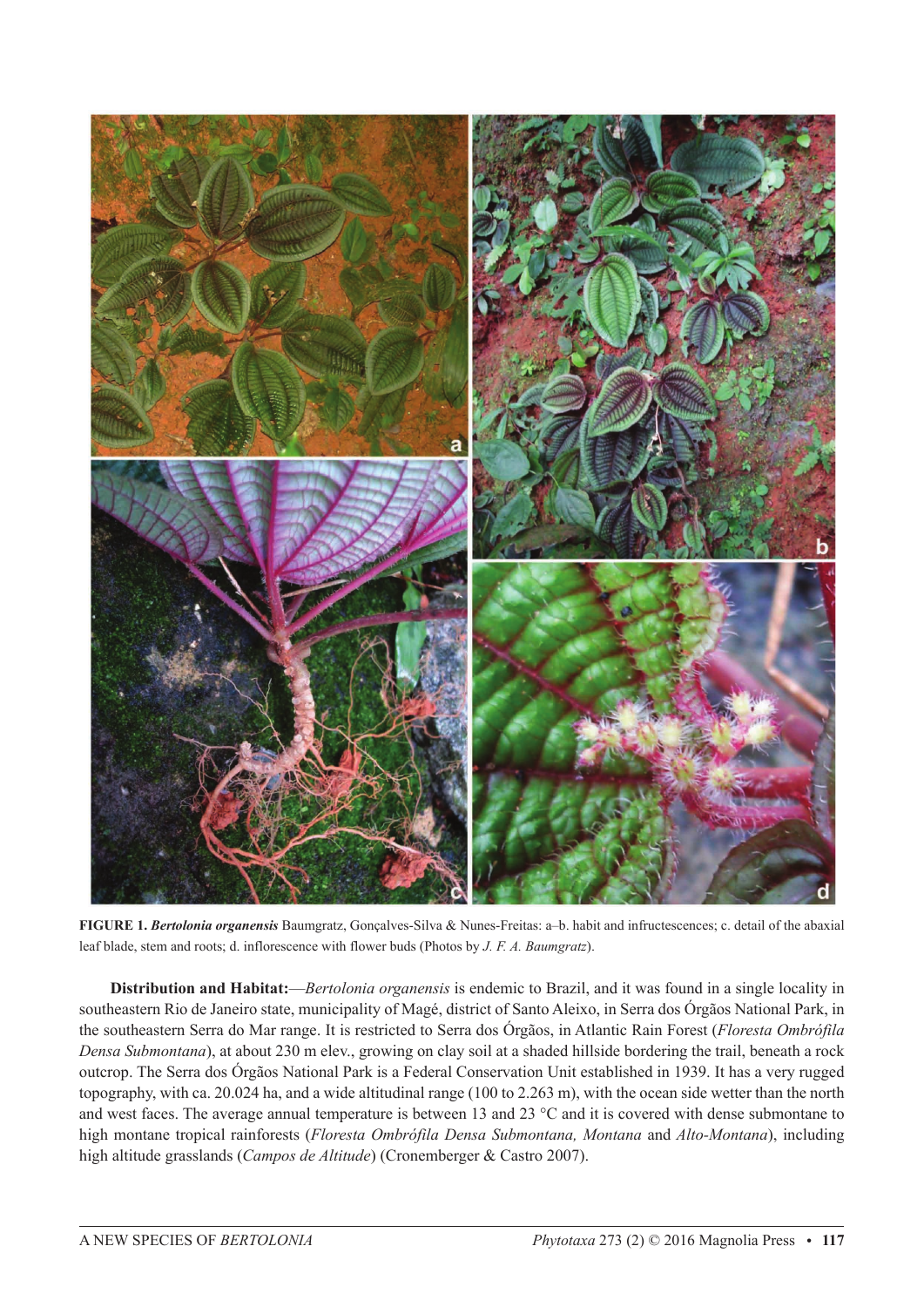**FIGURE 1.** ***Bertolonia organensis*** Baumgratz, Gonçalves-Silva & Nunes-Freitas: a–b. habit and infructescences; c. detail of the abaxial leaf blade, stem and roots; d. inflorescence with flower buds (Photos by *J. F. A. Baumgratz*).

**Distribution and Habitat:**—*Bertolonia organensis* is endemic to Brazil, and it was found in a single locality in southeastern Rio de Janeiro state, municipality of Magé, district of Santo Aleixo, in Serra dos Órgãos National Park, in the southeastern Serra do Mar range. It is restricted to Serra dos Órgãos, in Atlantic Rain Forest (*Floresta Ombrófila Densa Submontana*), at about 230 m elev., growing on clay soil at a shaded hillside bordering the trail, beneath a rock outcrop. The Serra dos Órgãos National Park is a Federal Conservation Unit established in 1939. It has a very rugged topography, with ca. 20.024 ha, and a wide altitudinal range (100 to 2.263 m), with the ocean side wetter than the north and west faces. The average annual temperature is between 13 and 23 °C and it is covered with dense submontane to high montane tropical rainforests (*Floresta Ombrófila Densa Submontana, Montana* and *Alto-Montana*), including high altitude grasslands (*Campos de Altitude*) (Cronemberger & Castro 2007).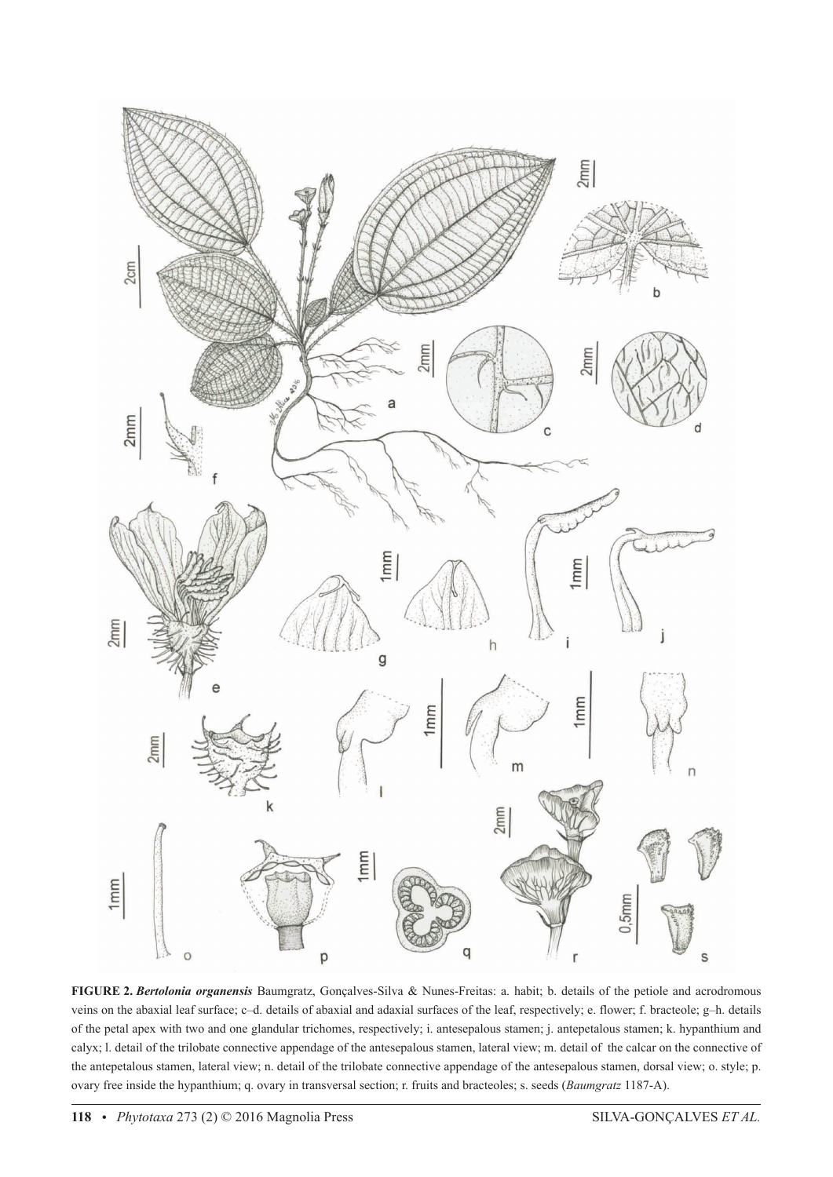**FIGURE 2.** ***Bertolonia organensis*** Baumgratz, Gonçalves-Silva & Nunes-Freitas: a. habit; b. details of the petiole and acrodromous veins on the abaxial leaf surface; c–d. details of abaxial and adaxial surfaces of the leaf, respectively; e. flower; f. bracteole; g–h. details of the petal apex with two and one glandular trichomes, respectively; i. antesepalous stamen; j. antepetalous stamen; k. hypanthium and calyx; l. detail of the trilobate connective appendage of the antesepalous stamen, lateral view; m. detail of the calcar on the connective of the antepetalous stamen, lateral view; n. detail of the trilobate connective appendage of the antesepalous stamen, dorsal view; o. style; p. ovary free inside the hypanthium; q. ovary in transversal section; r. fruits and bracteoles; s. seeds (*Baumgratz* 1187-A).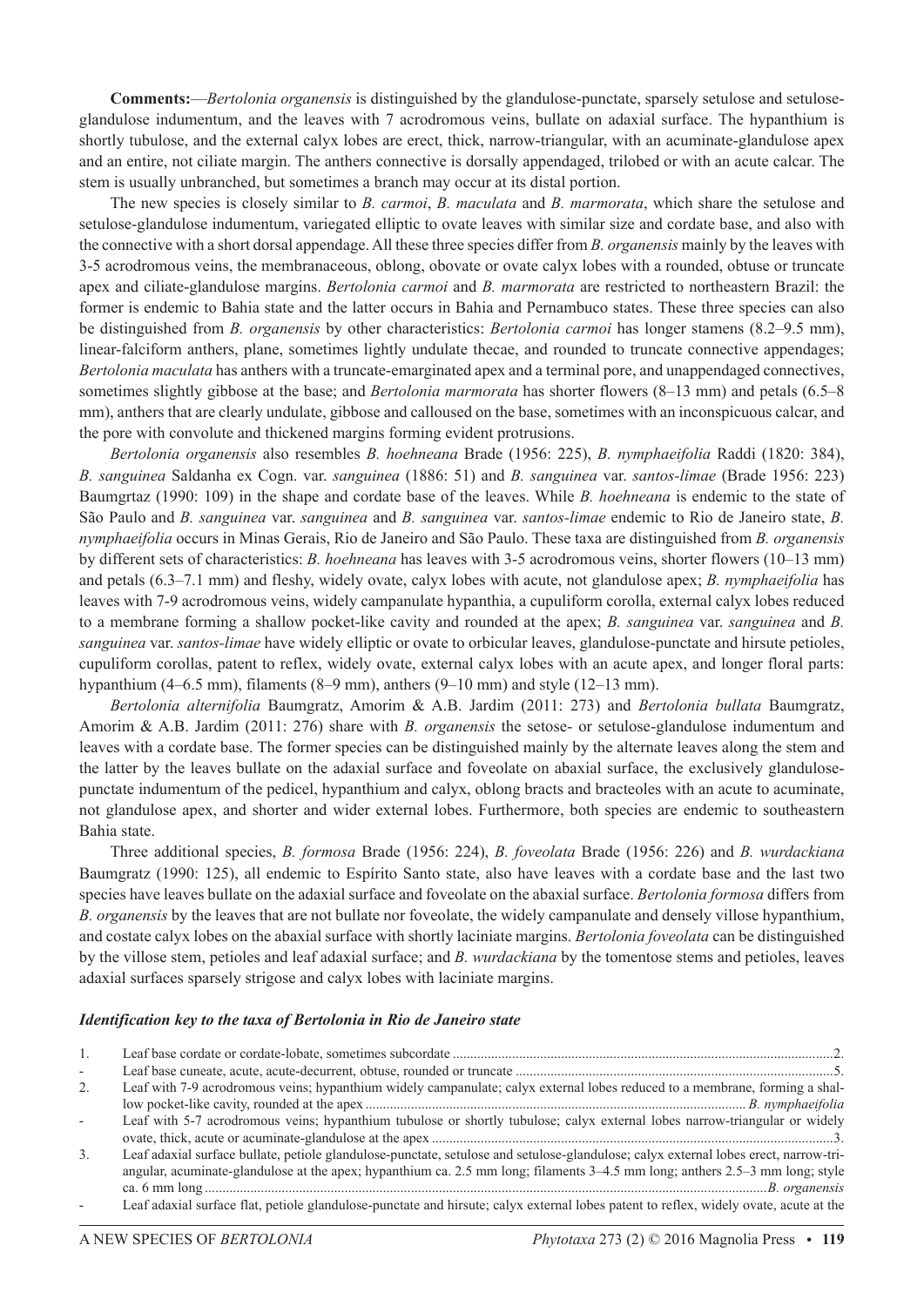**Comments:**—*Bertolonia organensis* is distinguished by the glandulose-punctate, sparsely setulose and setulose-glandulose indumentum, and the leaves with 7 acrodromous veins, bullate on adaxial surface. The hypanthium is shortly tubulose, and the external calyx lobes are erect, thick, narrow-triangular, with an acuminate-glandulose apex and an entire, not ciliate margin. The anthers connective is dorsally appendaged, trilobed or with an acute calcar. The stem is usually unbranched, but sometimes a branch may occur at its distal portion.

The new species is closely similar to *B. carmoi*, *B. maculata* and *B. marmorata*, which share the setulose and setulose-glandulose indumentum, variegated elliptic to ovate leaves with similar size and cordate base, and also with the connective with a short dorsal appendage. All these three species differ from *B. organensis* mainly by the leaves with 3-5 acrodromous veins, the membranaceous, oblong, obovate or ovate calyx lobes with a rounded, obtuse or truncate apex and ciliate-glandulose margins. *Bertolonia carmoi* and *B. marmorata* are restricted to northeastern Brazil: the former is endemic to Bahia state and the latter occurs in Bahia and Pernambuco states. These three species can also be distinguished from *B. organensis* by other characteristics: *Bertolonia carmoi* has longer stamens (8.2–9.5 mm), linear-falciform anthers, plane, sometimes lightly undulate thecae, and rounded to truncate connective appendages; *Bertolonia maculata* has anthers with a truncate-emarginated apex and a terminal pore, and unappendaged connectives, sometimes slightly gibbose at the base; and *Bertolonia marmorata* has shorter flowers (8–13 mm) and petals (6.5–8 mm), anthers that are clearly undulate, gibbose and calloused on the base, sometimes with an inconspicuous calcar, and the pore with convolute and thickened margins forming evident protrusions.

*Bertolonia organensis* also resembles *B. hoehneana* Brade (1956: 225), *B. nymphaeifolia* Raddi (1820: 384), *B. sanguinea* Saldanha ex Cogn. var. *sanguinea* (1886: 51) and *B. sanguinea* var. *santos-limae* (Brade 1956: 223) Baumgrtaz (1990: 109) in the shape and cordate base of the leaves. While *B. hoehneana* is endemic to the state of São Paulo and *B. sanguinea* var. *sanguinea* and *B. sanguinea* var. *santos-limae* endemic to Rio de Janeiro state, *B. nymphaeifolia* occurs in Minas Gerais, Rio de Janeiro and São Paulo. These taxa are distinguished from *B. organensis* by different sets of characteristics: *B. hoehneana* has leaves with 3-5 acrodromous veins, shorter flowers (10–13 mm) and petals (6.3–7.1 mm) and fleshy, widely ovate, calyx lobes with acute, not glandulose apex; *B. nymphaeifolia* has leaves with 7-9 acrodromous veins, widely campanulate hypanthia, a cupuliform corolla, external calyx lobes reduced to a membrane forming a shallow pocket-like cavity and rounded at the apex; *B. sanguinea* var. *sanguinea* and *B. sanguinea* var. *santos-limae* have widely elliptic or ovate to orbicular leaves, glandulose-punctate and hirsute petioles, cupuliform corollas, patent to reflex, widely ovate, external calyx lobes with an acute apex, and longer floral parts: hypanthium (4–6.5 mm), filaments (8–9 mm), anthers (9–10 mm) and style (12–13 mm).

*Bertolonia alternifolia* Baumgratz, Amorim & A.B. Jardim (2011: 273) and *Bertolonia bullata* Baumgratz, Amorim & A.B. Jardim (2011: 276) share with *B. organensis* the setose- or setulose-glandulose indumentum and leaves with a cordate base. The former species can be distinguished mainly by the alternate leaves along the stem and the latter by the leaves bullate on the adaxial surface and foveolate on abaxial surface, the exclusively glandulose-punctate indumentum of the pedicel, hypanthium and calyx, oblong bracts and bracteoles with an acute to acuminate, not glandulose apex, and shorter and wider external lobes. Furthermore, both species are endemic to southeastern Bahia state.

Three additional species, *B. formosa* Brade (1956: 224), *B. foveolata* Brade (1956: 226) and *B. wurdackiana* Baumgratz (1990: 125), all endemic to Espírito Santo state, also have leaves with a cordate base and the last two species have leaves bullate on the adaxial surface and foveolate on the abaxial surface. *Bertolonia formosa* differs from *B. organensis* by the leaves that are not bullate nor foveolate, the widely campanulate and densely villose hypanthium, and costate calyx lobes on the abaxial surface with shortly laciniate margins. *Bertolonia foveolata* can be distinguished by the villose stem, petioles and leaf adaxial surface; and *B. wurdackiana* by the tomentose stems and petioles, leaves adaxial surfaces sparsely strigose and calyx lobes with laciniate margins.

### *Identification key to the taxa of Bertolonia in Rio de Janeiro state*

1. Leaf base cordate or cordate-lobate, sometimes subcordate ............ 2.
- Leaf base cuneate, acute, acute-decurrent, obtuse, rounded or truncate ............ 5.

2. Leaf with 7-9 acrodromous veins; hypanthium widely campanulate; calyx external lobes reduced to a membrane, forming a shallow pocket-like cavity, rounded at the apex ............ *B. nymphaeifolia*
- Leaf with 5-7 acrodromous veins; hypanthium tubulose or shortly tubulose; calyx external lobes narrow-triangular or widely ovate, thick, acute or acuminate-glandulose at the apex ............ 3.

3. Leaf adaxial surface bullate, petiole glandulose-punctate, setulose and setulose-glandulose; calyx external lobes erect, narrow-triangular, acuminate-glandulose at the apex; hypanthium ca. 2.5 mm long; filaments 3–4.5 mm long; anthers 2.5–3 mm long; style ca. 6 mm long ............ *B. organensis*
- Leaf adaxial surface flat, petiole glandulose-punctate and hirsute; calyx external lobes patent to reflex, widely ovate, acute at the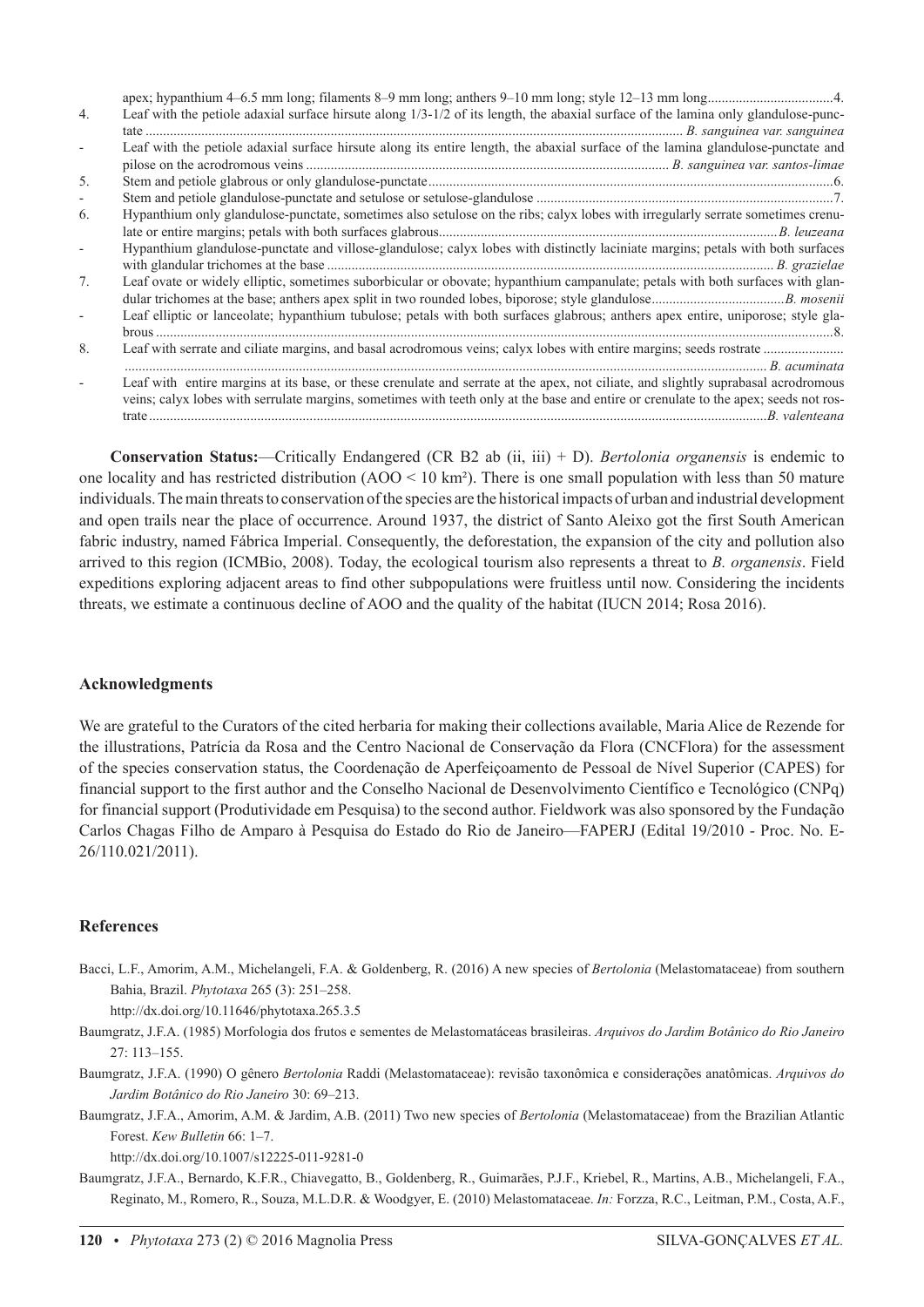apex; hypanthium 4–6.5 mm long; filaments 8–9 mm long; anthers 9–10 mm long; style 12–13 mm long....................................4.

4. Leaf with the petiole adaxial surface hirsute along 1/3-1/2 of its length, the abaxial surface of the lamina only glandulose-punctate ........................................................................................................................................ *B. sanguinea var. sanguinea*

- Leaf with the petiole adaxial surface hirsute along its entire length, the abaxial surface of the lamina glandulose-punctate and pilose on the acrodromous veins ........................................................................................ *B. sanguinea var. santos-limae*

5. Stem and petiole glabrous or only glandulose-punctate.....................................................................................................................6.

- Stem and petiole glandulose-punctate and setulose or setulose-glandulose ......................................................................................7.

6. Hypanthium only glandulose-punctate, sometimes also setulose on the ribs; calyx lobes with irregularly serrate sometimes crenulate or entire margins; petals with both surfaces glabrous.................................................................................................*B. leuzeana*

- Hypanthium glandulose-punctate and villose-glandulose; calyx lobes with distinctly laciniate margins; petals with both surfaces with glandular trichomes at the base .............................................................................................................................. *B. grazielae*

7. Leaf ovate or widely elliptic, sometimes suborbicular or obovate; hypanthium campanulate; petals with both surfaces with glandular trichomes at the base; anthers apex split in two rounded lobes, biporose; style glandulose......................................*B. mosenii*

- Leaf elliptic or lanceolate; hypanthium tubulose; petals with both surfaces glabrous; anthers apex entire, uniporose; style glabrous ..................................................................................................................................................................................8.

8. Leaf with serrate and ciliate margins, and basal acrodromous veins; calyx lobes with entire margins; seeds rostrate ....................... ...................................................................................................................................................................................... *B. acuminata*

- Leaf with entire margins at its base, or these crenulate and serrate at the apex, not ciliate, and slightly suprabasal acrodromous veins; calyx lobes with serrulate margins, sometimes with teeth only at the base and entire or crenulate to the apex; seeds not rostrate ..............................................................................................................................................................................*B. valenteana*

**Conservation Status:**—Critically Endangered (CR B2 ab (ii, iii) + D). *Bertolonia organensis* is endemic to one locality and has restricted distribution (AOO < 10 km²). There is one small population with less than 50 mature individuals. The main threats to conservation of the species are the historical impacts of urban and industrial development and open trails near the place of occurrence. Around 1937, the district of Santo Aleixo got the first South American fabric industry, named Fábrica Imperial. Consequently, the deforestation, the expansion of the city and pollution also arrived to this region (ICMBio, 2008). Today, the ecological tourism also represents a threat to *B. organensis*. Field expeditions exploring adjacent areas to find other subpopulations were fruitless until now. Considering the incidents threats, we estimate a continuous decline of AOO and the quality of the habitat (IUCN 2014; Rosa 2016).

## Acknowledgments

We are grateful to the Curators of the cited herbaria for making their collections available, Maria Alice de Rezende for the illustrations, Patrícia da Rosa and the Centro Nacional de Conservação da Flora (CNCFlora) for the assessment of the species conservation status, the Coordenação de Aperfeiçoamento de Pessoal de Nível Superior (CAPES) for financial support to the first author and the Conselho Nacional de Desenvolvimento Científico e Tecnológico (CNPq) for financial support (Produtividade em Pesquisa) to the second author. Fieldwork was also sponsored by the Fundação Carlos Chagas Filho de Amparo à Pesquisa do Estado do Rio de Janeiro—FAPERJ (Edital 19/2010 - Proc. No. E-26/110.021/2011).

## References

Bacci, L.F., Amorim, A.M., Michelangeli, F.A. & Goldenberg, R. (2016) A new species of *Bertolonia* (Melastomataceae) from southern Bahia, Brazil. *Phytotaxa* 265 (3): 251–258.
http://dx.doi.org/10.11646/phytotaxa.265.3.5

Baumgratz, J.F.A. (1985) Morfologia dos frutos e sementes de Melastomatáceas brasileiras. *Arquivos do Jardim Botânico do Rio Janeiro* 27: 113–155.

Baumgratz, J.F.A. (1990) O gênero *Bertolonia* Raddi (Melastomataceae): revisão taxonômica e considerações anatômicas. *Arquivos do Jardim Botânico do Rio Janeiro* 30: 69–213.

Baumgratz, J.F.A., Amorim, A.M. & Jardim, A.B. (2011) Two new species of *Bertolonia* (Melastomataceae) from the Brazilian Atlantic Forest. *Kew Bulletin* 66: 1–7.
http://dx.doi.org/10.1007/s12225-011-9281-0

Baumgratz, J.F.A., Bernardo, K.F.R., Chiavegatto, B., Goldenberg, R., Guimarães, P.J.F., Kriebel, R., Martins, A.B., Michelangeli, F.A., Reginato, M., Romero, R., Souza, M.L.D.R. & Woodgyer, E. (2010) Melastomataceae. *In:* Forzza, R.C., Leitman, P.M., Costa, A.F.,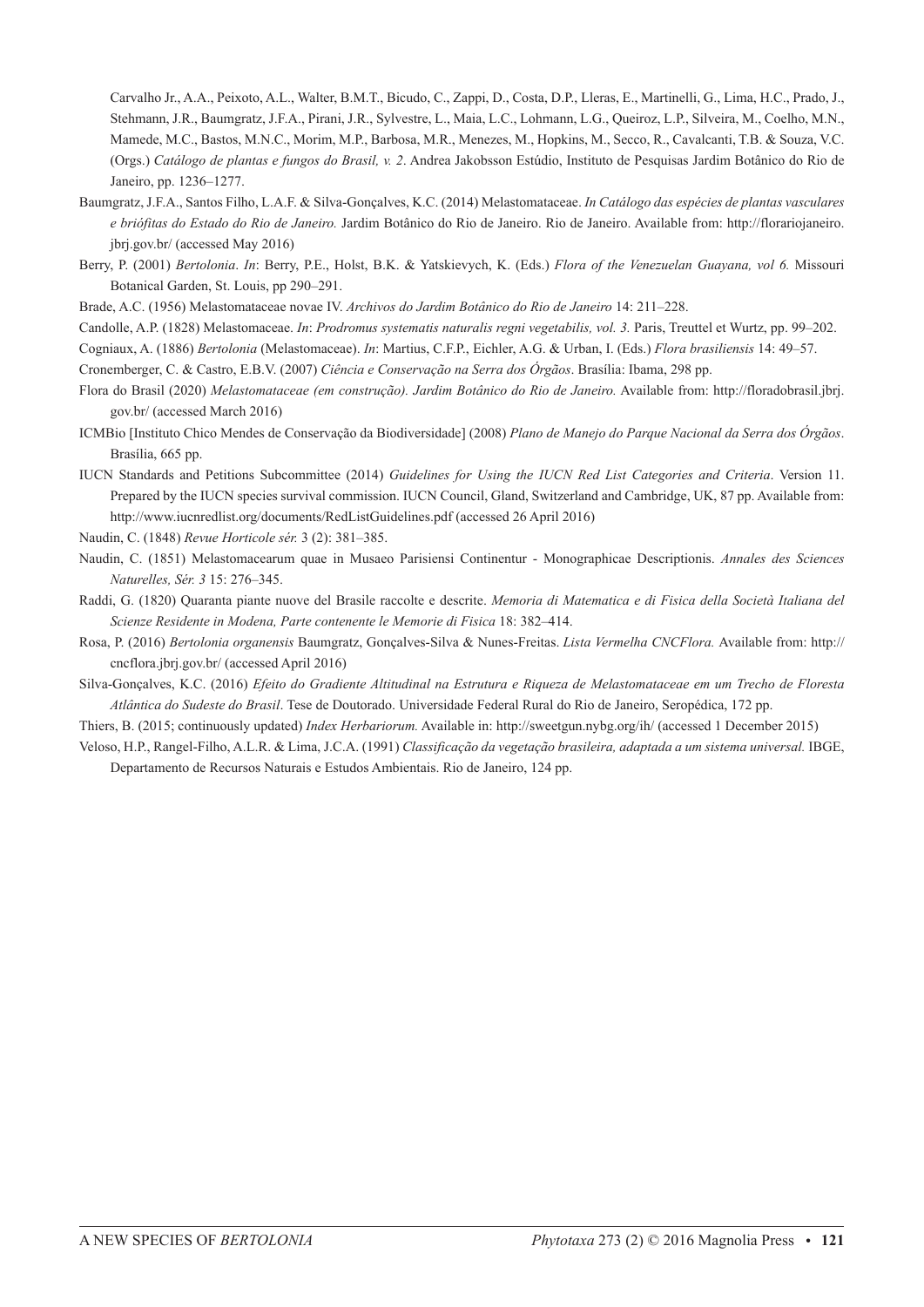Carvalho Jr., A.A., Peixoto, A.L., Walter, B.M.T., Bicudo, C., Zappi, D., Costa, D.P., Lleras, E., Martinelli, G., Lima, H.C., Prado, J., Stehmann, J.R., Baumgratz, J.F.A., Pirani, J.R., Sylvestre, L., Maia, L.C., Lohmann, L.G., Queiroz, L.P., Silveira, M., Coelho, M.N., Mamede, M.C., Bastos, M.N.C., Morim, M.P., Barbosa, M.R., Menezes, M., Hopkins, M., Secco, R., Cavalcanti, T.B. & Souza, V.C. (Orgs.) *Catálogo de plantas e fungos do Brasil, v. 2*. Andrea Jakobsson Estúdio, Instituto de Pesquisas Jardim Botânico do Rio de Janeiro, pp. 1236–1277.

Baumgratz, J.F.A., Santos Filho, L.A.F. & Silva-Gonçalves, K.C. (2014) Melastomataceae. *In Catálogo das espécies de plantas vasculares e briófitas do Estado do Rio de Janeiro.* Jardim Botânico do Rio de Janeiro. Rio de Janeiro. Available from: http://florariojaneiro.jbrj.gov.br/ (accessed May 2016)

Berry, P. (2001) *Bertolonia*. *In*: Berry, P.E., Holst, B.K. & Yatskievych, K. (Eds.) *Flora of the Venezuelan Guayana, vol 6.* Missouri Botanical Garden, St. Louis, pp 290–291.

Brade, A.C. (1956) Melastomataceae novae IV. *Archivos do Jardim Botânico do Rio de Janeiro* 14: 211–228.

Candolle, A.P. (1828) Melastomaceae. *In*: *Prodromus systematis naturalis regni vegetabilis, vol. 3.* Paris, Treuttel et Wurtz, pp. 99–202.

Cogniaux, A. (1886) *Bertolonia* (Melastomaceae). *In*: Martius, C.F.P., Eichler, A.G. & Urban, I. (Eds.) *Flora brasiliensis* 14: 49–57.

Cronemberger, C. & Castro, E.B.V. (2007) *Ciência e Conservação na Serra dos Órgãos*. Brasília: Ibama, 298 pp.

Flora do Brasil (2020) *Melastomataceae (em construção). Jardim Botânico do Rio de Janeiro.* Available from: http://floradobrasil.jbrj.gov.br/ (accessed March 2016)

ICMBio [Instituto Chico Mendes de Conservação da Biodiversidade] (2008) *Plano de Manejo do Parque Nacional da Serra dos Órgãos*. Brasília, 665 pp.

IUCN Standards and Petitions Subcommittee (2014) *Guidelines for Using the IUCN Red List Categories and Criteria*. Version 11. Prepared by the IUCN species survival commission. IUCN Council, Gland, Switzerland and Cambridge, UK, 87 pp. Available from: http://www.iucnredlist.org/documents/RedListGuidelines.pdf (accessed 26 April 2016)

Naudin, C. (1848) *Revue Horticole sér.* 3 (2): 381–385.

Naudin, C. (1851) Melastomacearum quae in Musaeo Parisiensi Continentur - Monographicae Descriptionis. *Annales des Sciences Naturelles, Sér. 3* 15: 276–345.

Raddi, G. (1820) Quaranta piante nuove del Brasile raccolte e descrite. *Memoria di Matematica e di Fisica della Società Italiana del Scienze Residente in Modena, Parte contenente le Memorie di Fisica* 18: 382–414.

Rosa, P. (2016) *Bertolonia organensis* Baumgratz, Gonçalves-Silva & Nunes-Freitas. *Lista Vermelha CNCFlora.* Available from: http://cncflora.jbrj.gov.br/ (accessed April 2016)

Silva-Gonçalves, K.C. (2016) *Efeito do Gradiente Altitudinal na Estrutura e Riqueza de Melastomataceae em um Trecho de Floresta Atlântica do Sudeste do Brasil*. Tese de Doutorado. Universidade Federal Rural do Rio de Janeiro, Seropédica, 172 pp.

Thiers, B. (2015; continuously updated) *Index Herbariorum.* Available in: http://sweetgun.nybg.org/ih/ (accessed 1 December 2015)

Veloso, H.P., Rangel-Filho, A.L.R. & Lima, J.C.A. (1991) *Classificação da vegetação brasileira, adaptada a um sistema universal.* IBGE, Departamento de Recursos Naturais e Estudos Ambientais. Rio de Janeiro, 124 pp.